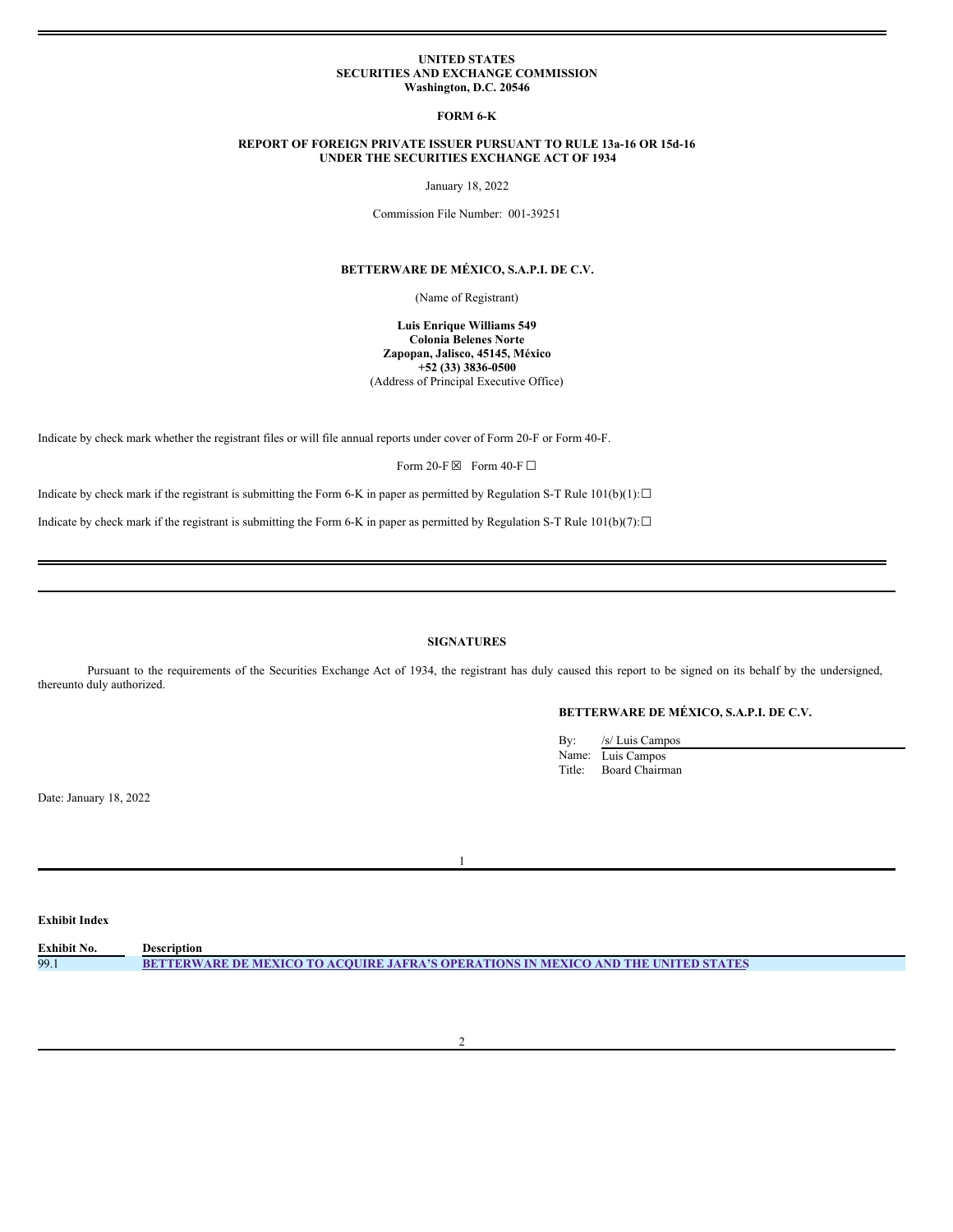**UNITED STATES**
**SECURITIES AND EXCHANGE COMMISSION**
**Washington, D.C. 20546**

**FORM 6-K**

**REPORT OF FOREIGN PRIVATE ISSUER PURSUANT TO RULE 13a-16 OR 15d-16**
**UNDER THE SECURITIES EXCHANGE ACT OF 1934**

January 18, 2022

Commission File Number: 001-39251

**BETTERWARE DE MÉXICO, S.A.P.I. DE C.V.**

(Name of Registrant)

**Luis Enrique Williams 549**
**Colonia Belenes Norte**
**Zapopan, Jalisco, 45145, México**
**+52 (33) 3836-0500**
(Address of Principal Executive Office)

Indicate by check mark whether the registrant files or will file annual reports under cover of Form 20-F or Form 40-F.

Form 20-F ☒ Form 40-F ☐

Indicate by check mark if the registrant is submitting the Form 6-K in paper as permitted by Regulation S-T Rule 101(b)(1): ☐

Indicate by check mark if the registrant is submitting the Form 6-K in paper as permitted by Regulation S-T Rule 101(b)(7): ☐

---

**SIGNATURES**

Pursuant to the requirements of the Securities Exchange Act of 1934, the registrant has duly caused this report to be signed on its behalf by the undersigned, thereunto duly authorized.

**BETTERWARE DE MÉXICO, S.A.P.I. DE C.V.**

By: /s/ Luis Campos
Name: Luis Campos
Title: Board Chairman

Date: January 18, 2022

---

**Exhibit Index**

| Exhibit No. | Description |
|---|---|
| 99.1 | BETTERWARE DE MEXICO TO ACQUIRE JAFRA'S OPERATIONS IN MEXICO AND THE UNITED STATES |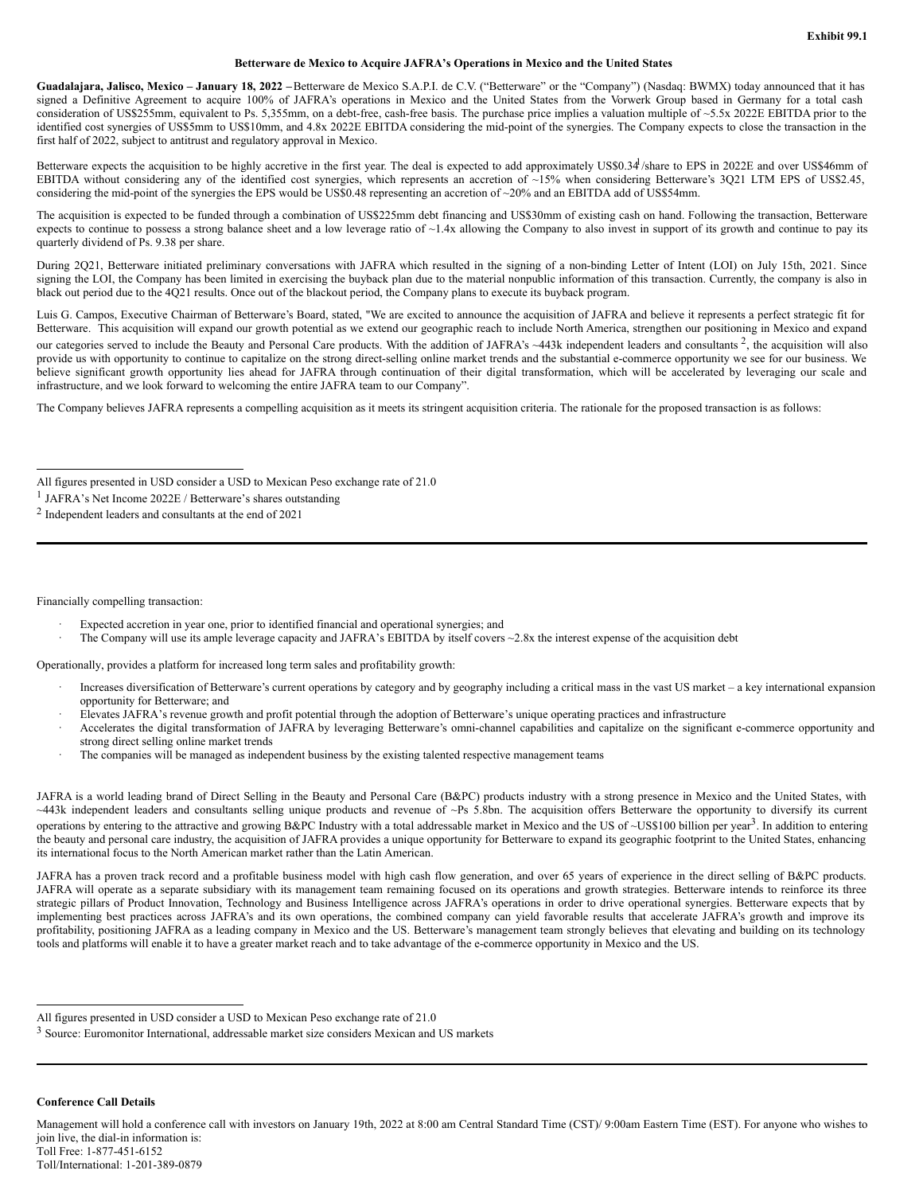Exhibit 99.1

**Betterware de Mexico to Acquire JAFRA's Operations in Mexico and the United States**

**Guadalajara, Jalisco, Mexico – January 18, 2022 –** Betterware de Mexico S.A.P.I. de C.V. ("Betterware" or the "Company") (Nasdaq: BWMX) today announced that it has signed a Definitive Agreement to acquire 100% of JAFRA's operations in Mexico and the United States from the Vorwerk Group based in Germany for a total cash consideration of US$255mm, equivalent to Ps. 5,355mm, on a debt-free, cash-free basis. The purchase price implies a valuation multiple of ~5.5x 2022E EBITDA prior to the identified cost synergies of US$5mm to US$10mm, and 4.8x 2022E EBITDA considering the mid-point of the synergies. The Company expects to close the transaction in the first half of 2022, subject to antitrust and regulatory approval in Mexico.

Betterware expects the acquisition to be highly accretive in the first year. The deal is expected to add approximately US$0.34[1]/share to EPS in 2022E and over US$46mm of EBITDA without considering any of the identified cost synergies, which represents an accretion of ~15% when considering Betterware's 3Q21 LTM EPS of US$2.45, considering the mid-point of the synergies the EPS would be US$0.48 representing an accretion of ~20% and an EBITDA add of US$54mm.

The acquisition is expected to be funded through a combination of US$225mm debt financing and US$30mm of existing cash on hand. Following the transaction, Betterware expects to continue to possess a strong balance sheet and a low leverage ratio of ~1.4x allowing the Company to also invest in support of its growth and continue to pay its quarterly dividend of Ps. 9.38 per share.

During 2Q21, Betterware initiated preliminary conversations with JAFRA which resulted in the signing of a non-binding Letter of Intent (LOI) on July 15th, 2021. Since signing the LOI, the Company has been limited in exercising the buyback plan due to the material nonpublic information of this transaction. Currently, the company is also in black out period due to the 4Q21 results. Once out of the blackout period, the Company plans to execute its buyback program.

Luis G. Campos, Executive Chairman of Betterware's Board, stated, "We are excited to announce the acquisition of JAFRA and believe it represents a perfect strategic fit for Betterware. This acquisition will expand our growth potential as we extend our geographic reach to include North America, strengthen our positioning in Mexico and expand our categories served to include the Beauty and Personal Care products. With the addition of JAFRA's ~443k independent leaders and consultants [2], the acquisition will also provide us with opportunity to continue to capitalize on the strong direct-selling online market trends and the substantial e-commerce opportunity we see for our business. We believe significant growth opportunity lies ahead for JAFRA through continuation of their digital transformation, which will be accelerated by leveraging our scale and infrastructure, and we look forward to welcoming the entire JAFRA team to our Company".

The Company believes JAFRA represents a compelling acquisition as it meets its stringent acquisition criteria. The rationale for the proposed transaction is as follows:

---

All figures presented in USD consider a USD to Mexican Peso exchange rate of 21.0

[1] JAFRA's Net Income 2022E / Betterware's shares outstanding

[2] Independent leaders and consultants at the end of 2021

---

Financially compelling transaction:

- Expected accretion in year one, prior to identified financial and operational synergies; and
- The Company will use its ample leverage capacity and JAFRA's EBITDA by itself covers ~2.8x the interest expense of the acquisition debt

Operationally, provides a platform for increased long term sales and profitability growth:

- Increases diversification of Betterware's current operations by category and by geography including a critical mass in the vast US market – a key international expansion opportunity for Betterware; and
- Elevates JAFRA's revenue growth and profit potential through the adoption of Betterware's unique operating practices and infrastructure
- Accelerates the digital transformation of JAFRA by leveraging Betterware's omni-channel capabilities and capitalize on the significant e-commerce opportunity and strong direct selling online market trends
- The companies will be managed as independent business by the existing talented respective management teams

JAFRA is a world leading brand of Direct Selling in the Beauty and Personal Care (B&PC) products industry with a strong presence in Mexico and the United States, with ~443k independent leaders and consultants selling unique products and revenue of ~Ps 5.8bn. The acquisition offers Betterware the opportunity to diversify its current operations by entering to the attractive and growing B&PC Industry with a total addressable market in Mexico and the US of ~US$100 billion per year[3]. In addition to entering the beauty and personal care industry, the acquisition of JAFRA provides a unique opportunity for Betterware to expand its geographic footprint to the United States, enhancing its international focus to the North American market rather than the Latin American.

JAFRA has a proven track record and a profitable business model with high cash flow generation, and over 65 years of experience in the direct selling of B&PC products. JAFRA will operate as a separate subsidiary with its management team remaining focused on its operations and growth strategies. Betterware intends to reinforce its three strategic pillars of Product Innovation, Technology and Business Intelligence across JAFRA's operations in order to drive operational synergies. Betterware expects that by implementing best practices across JAFRA's and its own operations, the combined company can yield favorable results that accelerate JAFRA's growth and improve its profitability, positioning JAFRA as a leading company in Mexico and the US. Betterware's management team strongly believes that elevating and building on its technology tools and platforms will enable it to have a greater market reach and to take advantage of the e-commerce opportunity in Mexico and the US.

---

All figures presented in USD consider a USD to Mexican Peso exchange rate of 21.0

[3] Source: Euromonitor International, addressable market size considers Mexican and US markets

---

**Conference Call Details**

Management will hold a conference call with investors on January 19th, 2022 at 8:00 am Central Standard Time (CST)/ 9:00am Eastern Time (EST). For anyone who wishes to join live, the dial-in information is:
Toll Free: 1-877-451-6152
Toll/International: 1-201-389-0879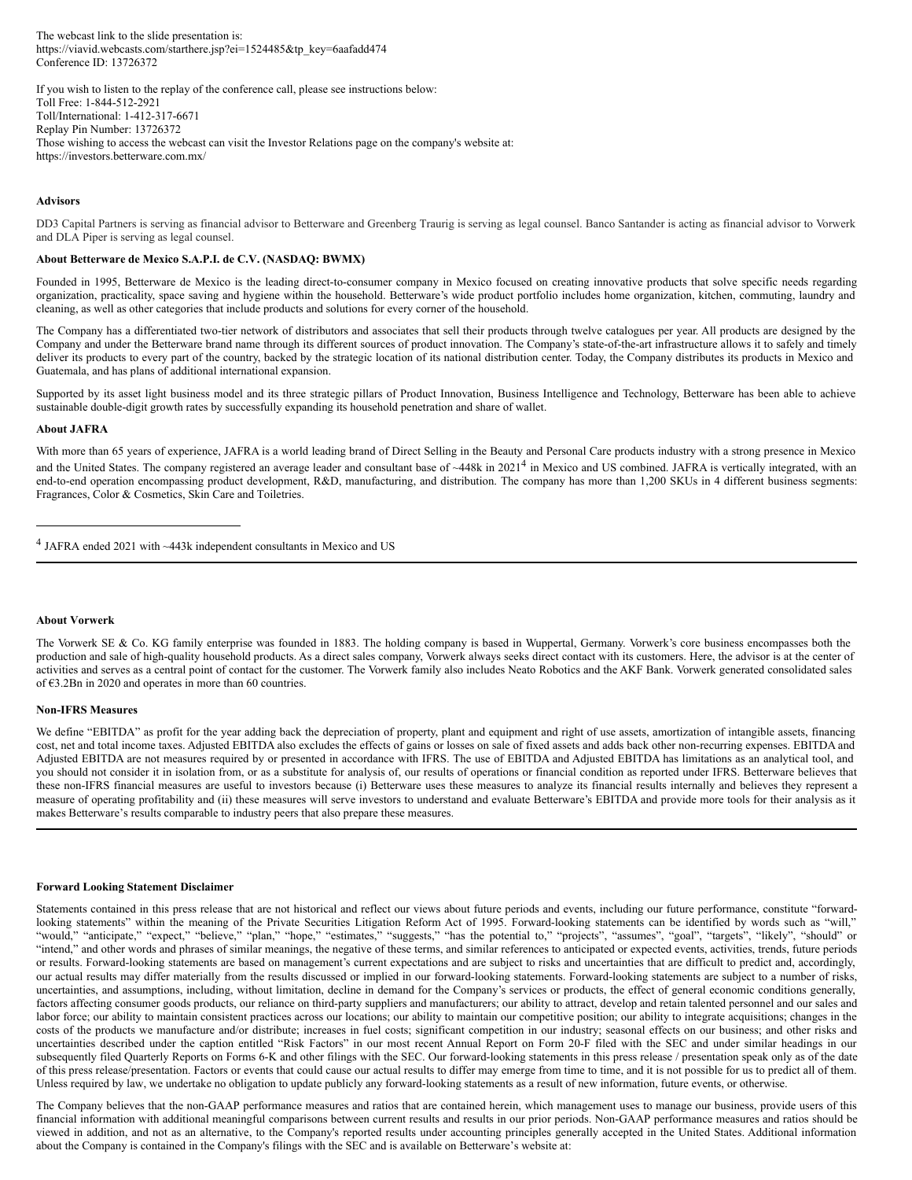The webcast link to the slide presentation is:
https://viavid.webcasts.com/starthere.jsp?ei=1524485&tp_key=6aafadd474
Conference ID: 13726372

If you wish to listen to the replay of the conference call, please see instructions below:
Toll Free: 1-844-512-2921
Toll/International: 1-412-317-6671
Replay Pin Number: 13726372
Those wishing to access the webcast can visit the Investor Relations page on the company's website at:
https://investors.betterware.com.mx/

**Advisors**

DD3 Capital Partners is serving as financial advisor to Betterware and Greenberg Traurig is serving as legal counsel. Banco Santander is acting as financial advisor to Vorwerk and DLA Piper is serving as legal counsel.

**About Betterware de Mexico S.A.P.I. de C.V. (NASDAQ: BWMX)**

Founded in 1995, Betterware de Mexico is the leading direct-to-consumer company in Mexico focused on creating innovative products that solve specific needs regarding organization, practicality, space saving and hygiene within the household. Betterware's wide product portfolio includes home organization, kitchen, commuting, laundry and cleaning, as well as other categories that include products and solutions for every corner of the household.

The Company has a differentiated two-tier network of distributors and associates that sell their products through twelve catalogues per year. All products are designed by the Company and under the Betterware brand name through its different sources of product innovation. The Company's state-of-the-art infrastructure allows it to safely and timely deliver its products to every part of the country, backed by the strategic location of its national distribution center. Today, the Company distributes its products in Mexico and Guatemala, and has plans of additional international expansion.

Supported by its asset light business model and its three strategic pillars of Product Innovation, Business Intelligence and Technology, Betterware has been able to achieve sustainable double-digit growth rates by successfully expanding its household penetration and share of wallet.

**About JAFRA**

With more than 65 years of experience, JAFRA is a world leading brand of Direct Selling in the Beauty and Personal Care products industry with a strong presence in Mexico and the United States. The company registered an average leader and consultant base of ~448k in 2021[4] in Mexico and US combined. JAFRA is vertically integrated, with an end-to-end operation encompassing product development, R&D, manufacturing, and distribution. The company has more than 1,200 SKUs in 4 different business segments: Fragrances, Color & Cosmetics, Skin Care and Toiletries.

[4] JAFRA ended 2021 with ~443k independent consultants in Mexico and US

**About Vorwerk**

The Vorwerk SE & Co. KG family enterprise was founded in 1883. The holding company is based in Wuppertal, Germany. Vorwerk's core business encompasses both the production and sale of high-quality household products. As a direct sales company, Vorwerk always seeks direct contact with its customers. Here, the advisor is at the center of activities and serves as a central point of contact for the customer. The Vorwerk family also includes Neato Robotics and the AKF Bank. Vorwerk generated consolidated sales of €3.2Bn in 2020 and operates in more than 60 countries.

**Non-IFRS Measures**

We define "EBITDA" as profit for the year adding back the depreciation of property, plant and equipment and right of use assets, amortization of intangible assets, financing cost, net and total income taxes. Adjusted EBITDA also excludes the effects of gains or losses on sale of fixed assets and adds back other non-recurring expenses. EBITDA and Adjusted EBITDA are not measures required by or presented in accordance with IFRS. The use of EBITDA and Adjusted EBITDA has limitations as an analytical tool, and you should not consider it in isolation from, or as a substitute for analysis of, our results of operations or financial condition as reported under IFRS. Betterware believes that these non-IFRS financial measures are useful to investors because (i) Betterware uses these measures to analyze its financial results internally and believes they represent a measure of operating profitability and (ii) these measures will serve investors to understand and evaluate Betterware's EBITDA and provide more tools for their analysis as it makes Betterware's results comparable to industry peers that also prepare these measures.

**Forward Looking Statement Disclaimer**

Statements contained in this press release that are not historical and reflect our views about future periods and events, including our future performance, constitute "forward-looking statements" within the meaning of the Private Securities Litigation Reform Act of 1995. Forward-looking statements can be identified by words such as "will," "would," "anticipate," "expect," "believe," "plan," "hope," "estimates," "suggests," "has the potential to," "projects", "assumes", "goal", "targets", "likely", "should" or "intend," and other words and phrases of similar meanings, the negative of these terms, and similar references to anticipated or expected events, activities, trends, future periods or results. Forward-looking statements are based on management's current expectations and are subject to risks and uncertainties that are difficult to predict and, accordingly, our actual results may differ materially from the results discussed or implied in our forward-looking statements. Forward-looking statements are subject to a number of risks, uncertainties, and assumptions, including, without limitation, decline in demand for the Company's services or products, the effect of general economic conditions generally, factors affecting consumer goods products, our reliance on third-party suppliers and manufacturers; our ability to attract, develop and retain talented personnel and our sales and labor force; our ability to maintain consistent practices across our locations; our ability to maintain our competitive position; our ability to integrate acquisitions; changes in the costs of the products we manufacture and/or distribute; increases in fuel costs; significant competition in our industry; seasonal effects on our business; and other risks and uncertainties described under the caption entitled "Risk Factors" in our most recent Annual Report on Form 20-F filed with the SEC and under similar headings in our subsequently filed Quarterly Reports on Forms 6-K and other filings with the SEC. Our forward-looking statements in this press release / presentation speak only as of the date of this press release/presentation. Factors or events that could cause our actual results to differ may emerge from time to time, and it is not possible for us to predict all of them. Unless required by law, we undertake no obligation to update publicly any forward-looking statements as a result of new information, future events, or otherwise.

The Company believes that the non-GAAP performance measures and ratios that are contained herein, which management uses to manage our business, provide users of this financial information with additional meaningful comparisons between current results and results in our prior periods. Non-GAAP performance measures and ratios should be viewed in addition, and not as an alternative, to the Company's reported results under accounting principles generally accepted in the United States. Additional information about the Company is contained in the Company's filings with the SEC and is available on Betterware's website at: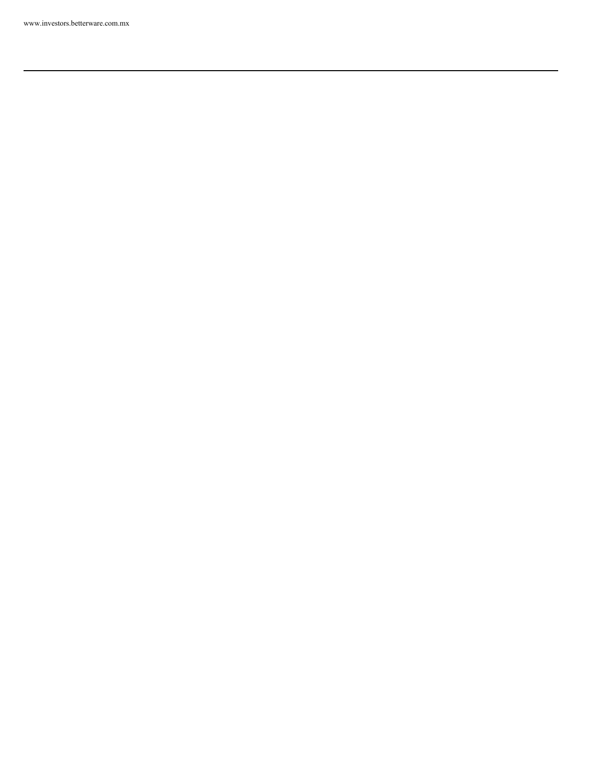www.investors.betterware.com.mx

---